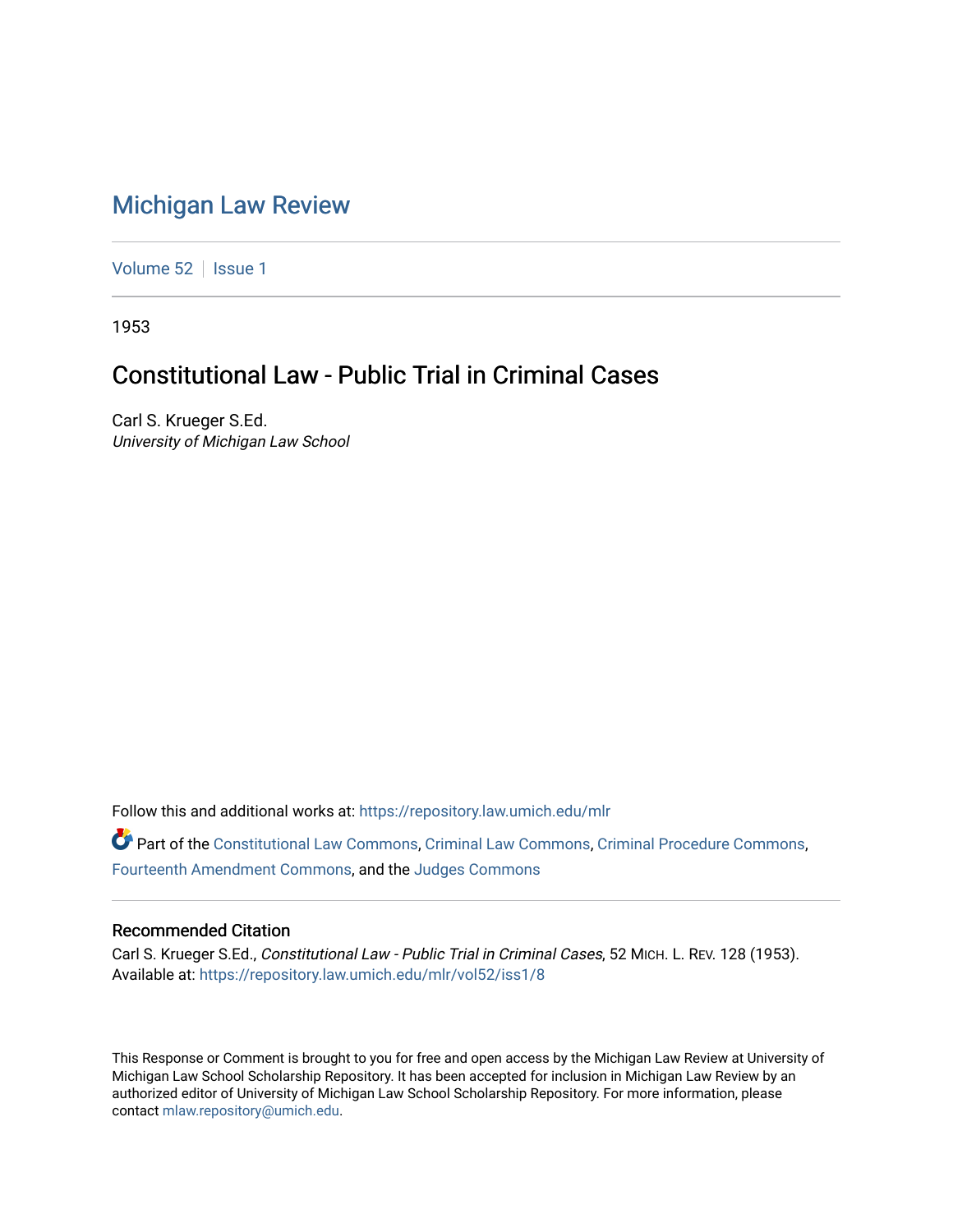# Michigan Law Review

Volume 52 | Issue 1

1953

## Constitutional Law - Public Trial in Criminal Cases

Carl S. Krueger S.Ed.
*University of Michigan Law School*

Follow this and additional works at: https://repository.law.umich.edu/mlr

Part of the Constitutional Law Commons, Criminal Law Commons, Criminal Procedure Commons, Fourteenth Amendment Commons, and the Judges Commons

### Recommended Citation

Carl S. Krueger S.Ed., *Constitutional Law - Public Trial in Criminal Cases*, 52 MICH. L. REV. 128 (1953).
Available at: https://repository.law.umich.edu/mlr/vol52/iss1/8

This Response or Comment is brought to you for free and open access by the Michigan Law Review at University of Michigan Law School Scholarship Repository. It has been accepted for inclusion in Michigan Law Review by an authorized editor of University of Michigan Law School Scholarship Repository. For more information, please contact mlaw.repository@umich.edu.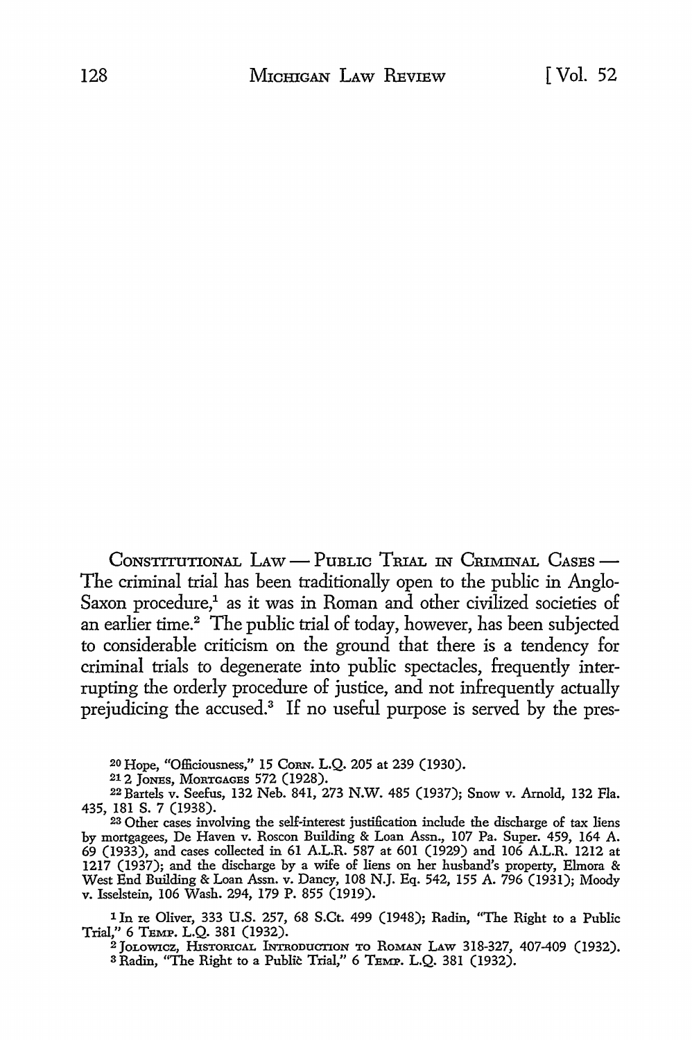CONSTITUTIONAL LAW — PUBLIC TRIAL IN CRIMINAL CASES — The criminal trial has been traditionally open to the public in Anglo-Saxon procedure,[1] as it was in Roman and other civilized societies of an earlier time.[2] The public trial of today, however, has been subjected to considerable criticism on the ground that there is a tendency for criminal trials to degenerate into public spectacles, frequently interrupting the orderly procedure of justice, and not infrequently actually prejudicing the accused.[3] If no useful purpose is served by the pres-

---

[20] Hope, "Officiousness," 15 CORN. L.Q. 205 at 239 (1930).

[21] 2 JONES, MORTGAGES 572 (1928).

[22] Bartels v. Seefus, 132 Neb. 841, 273 N.W. 485 (1937); Snow v. Arnold, 132 Fla. 435, 181 S. 7 (1938).

[23] Other cases involving the self-interest justification include the discharge of tax liens by mortgagees, De Haven v. Roscon Building & Loan Assn., 107 Pa. Super. 459, 164 A. 69 (1933), and cases collected in 61 A.L.R. 587 at 601 (1929) and 106 A.L.R. 1212 at 1217 (1937); and the discharge by a wife of liens on her husband's property, Elmora & West End Building & Loan Assn. v. Dancy, 108 N.J. Eq. 542, 155 A. 796 (1931); Moody v. Isselstein, 106 Wash. 294, 179 P. 855 (1919).

[1] In re Oliver, 333 U.S. 257, 68 S.Ct. 499 (1948); Radin, "The Right to a Public Trial," 6 TEMP. L.Q. 381 (1932).

[2] JOLOWICZ, HISTORICAL INTRODUCTION TO ROMAN LAW 318-327, 407-409 (1932).

[3] Radin, "The Right to a Public Trial," 6 TEMP. L.Q. 381 (1932).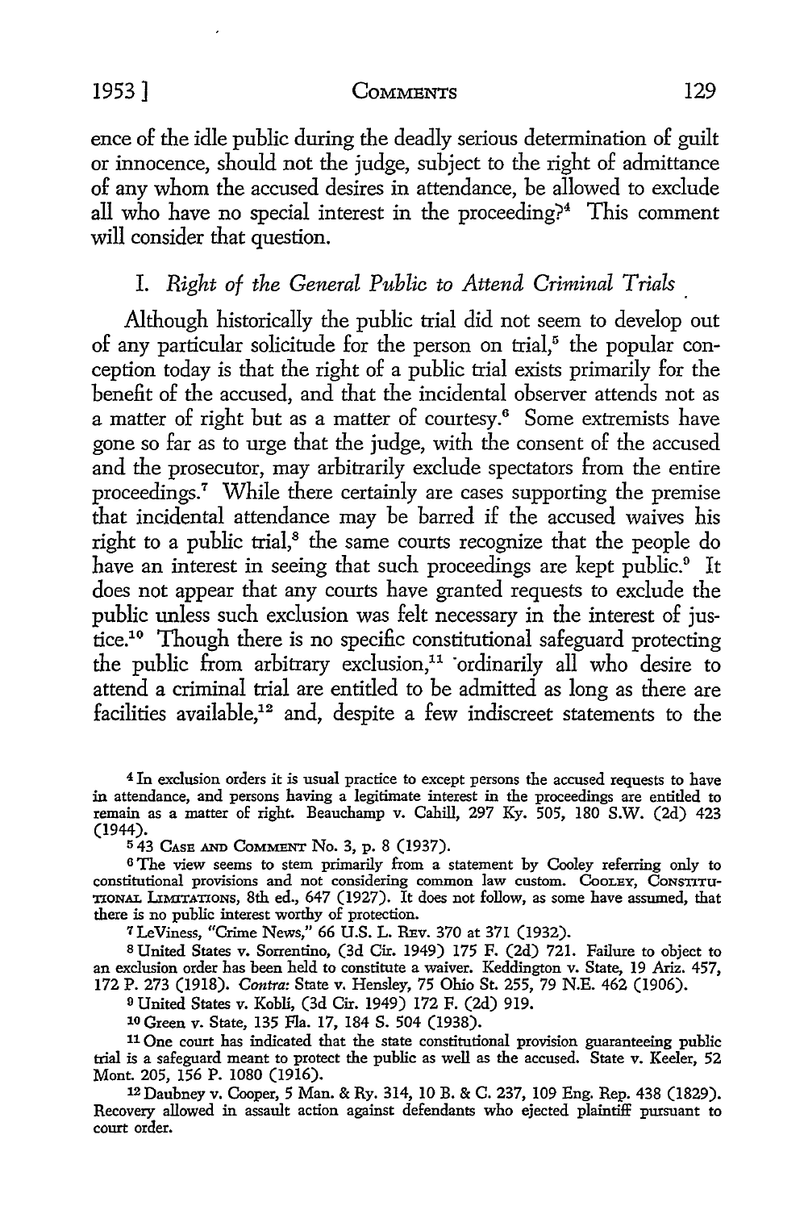ence of the idle public during the deadly serious determination of guilt or innocence, should not the judge, subject to the right of admittance of any whom the accused desires in attendance, be allowed to exclude all who have no special interest in the proceeding?[4] This comment will consider that question.

## I. *Right of the General Public to Attend Criminal Trials*

Although historically the public trial did not seem to develop out of any particular solicitude for the person on trial,[5] the popular conception today is that the right of a public trial exists primarily for the benefit of the accused, and that the incidental observer attends not as a matter of right but as a matter of courtesy.[6] Some extremists have gone so far as to urge that the judge, with the consent of the accused and the prosecutor, may arbitrarily exclude spectators from the entire proceedings.[7] While there certainly are cases supporting the premise that incidental attendance may be barred if the accused waives his right to a public trial,[8] the same courts recognize that the people do have an interest in seeing that such proceedings are kept public.[9] It does not appear that any courts have granted requests to exclude the public unless such exclusion was felt necessary in the interest of justice.[10] Though there is no specific constitutional safeguard protecting the public from arbitrary exclusion,[11] ordinarily all who desire to attend a criminal trial are entitled to be admitted as long as there are facilities available,[12] and, despite a few indiscreet statements to the

---

[4] In exclusion orders it is usual practice to except persons the accused requests to have in attendance, and persons having a legitimate interest in the proceedings are entitled to remain as a matter of right. Beauchamp v. Cahill, 297 Ky. 505, 180 S.W. (2d) 423 (1944).

[5] 43 Case and Comment No. 3, p. 8 (1937).

[6] The view seems to stem primarily from a statement by Cooley referring only to constitutional provisions and not considering common law custom. Cooley, Constitutional Limitations, 8th ed., 647 (1927). It does not follow, as some have assumed, that there is no public interest worthy of protection.

[7] LeViness, "Crime News," 66 U.S. L. Rev. 370 at 371 (1932).

[8] United States v. Sorrentino, (3d Cir. 1949) 175 F. (2d) 721. Failure to object to an exclusion order has been held to constitute a waiver. Keddington v. State, 19 Ariz. 457, 172 P. 273 (1918). *Contra:* State v. Hensley, 75 Ohio St. 255, 79 N.E. 462 (1906).

[9] United States v. Kobli, (3d Cir. 1949) 172 F. (2d) 919.

[10] Green v. State, 135 Fla. 17, 184 S. 504 (1938).

[11] One court has indicated that the state constitutional provision guaranteeing public trial is a safeguard meant to protect the public as well as the accused. State v. Keeler, 52 Mont. 205, 156 P. 1080 (1916).

[12] Daubney v. Cooper, 5 Man. & Ry. 314, 10 B. & C. 237, 109 Eng. Rep. 438 (1829). Recovery allowed in assault action against defendants who ejected plaintiff pursuant to court order.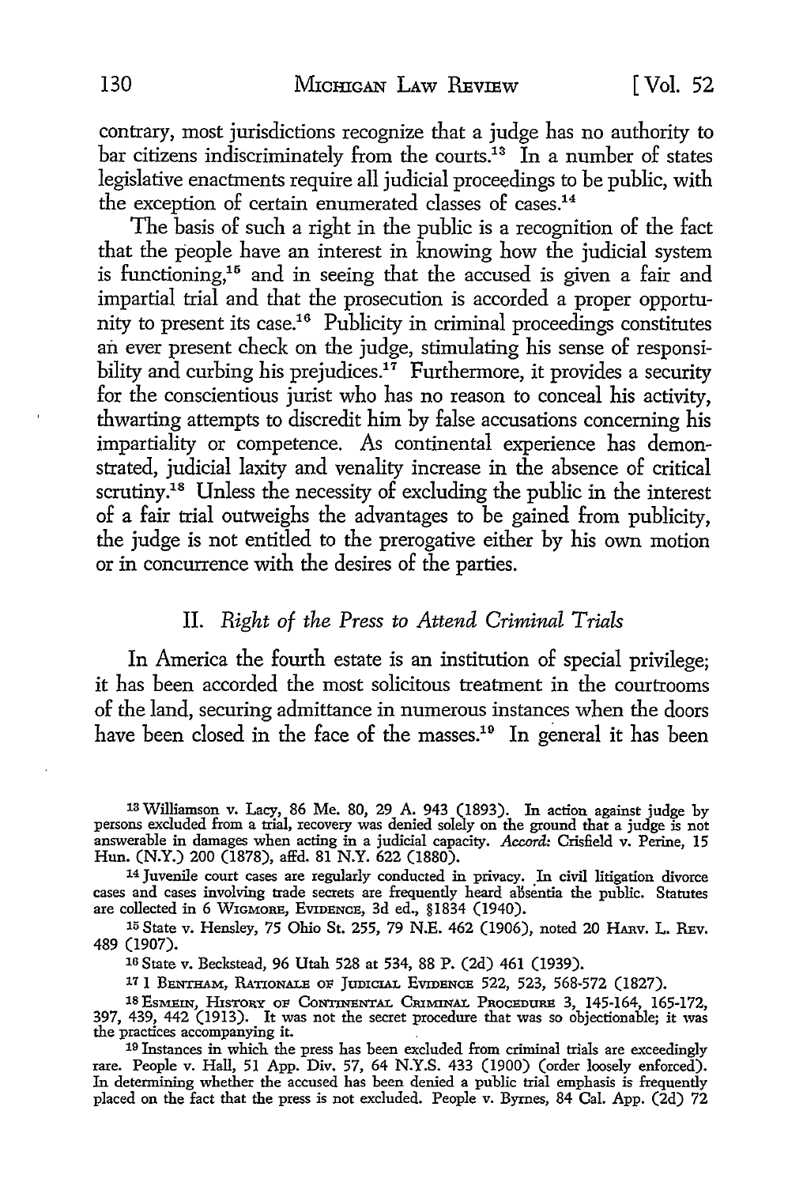contrary, most jurisdictions recognize that a judge has no authority to bar citizens indiscriminately from the courts.[13] In a number of states legislative enactments require all judicial proceedings to be public, with the exception of certain enumerated classes of cases.[14]

The basis of such a right in the public is a recognition of the fact that the people have an interest in knowing how the judicial system is functioning,[15] and in seeing that the accused is given a fair and impartial trial and that the prosecution is accorded a proper opportunity to present its case.[16] Publicity in criminal proceedings constitutes an ever present check on the judge, stimulating his sense of responsibility and curbing his prejudices.[17] Furthermore, it provides a security for the conscientious jurist who has no reason to conceal his activity, thwarting attempts to discredit him by false accusations concerning his impartiality or competence. As continental experience has demonstrated, judicial laxity and venality increase in the absence of critical scrutiny.[18] Unless the necessity of excluding the public in the interest of a fair trial outweighs the advantages to be gained from publicity, the judge is not entitled to the prerogative either by his own motion or in concurrence with the desires of the parties.

## II. *Right of the Press to Attend Criminal Trials*

In America the fourth estate is an institution of special privilege; it has been accorded the most solicitous treatment in the courtrooms of the land, securing admittance in numerous instances when the doors have been closed in the face of the masses.[19] In general it has been

---

[13] Williamson v. Lacy, 86 Me. 80, 29 A. 943 (1893). In action against judge by persons excluded from a trial, recovery was denied solely on the ground that a judge is not answerable in damages when acting in a judicial capacity. *Accord:* Crisfield v. Perine, 15 Hun. (N.Y.) 200 (1878), affd. 81 N.Y. 622 (1880).

[14] Juvenile court cases are regularly conducted in privacy. In civil litigation divorce cases and cases involving trade secrets are frequently heard absentia the public. Statutes are collected in 6 WIGMORE, EVIDENCE, 3d ed., §1834 (1940).

[15] State v. Hensley, 75 Ohio St. 255, 79 N.E. 462 (1906), noted 20 HARV. L. REV. 489 (1907).

[16] State v. Beckstead, 96 Utah 528 at 534, 88 P. (2d) 461 (1939).

[17] 1 BENTHAM, RATIONALE OF JUDICIAL EVIDENCE 522, 523, 568-572 (1827).

[18] ESMEIN, HISTORY OF CONTINENTAL CRIMINAL PROCEDURE 3, 145-164, 165-172, 397, 439, 442 (1913). It was not the secret procedure that was so objectionable; it was the practices accompanying it.

[19] Instances in which the press has been excluded from criminal trials are exceedingly rare. People v. Hall, 51 App. Div. 57, 64 N.Y.S. 433 (1900) (order loosely enforced). In determining whether the accused has been denied a public trial emphasis is frequently placed on the fact that the press is not excluded. People v. Byrnes, 84 Cal. App. (2d) 72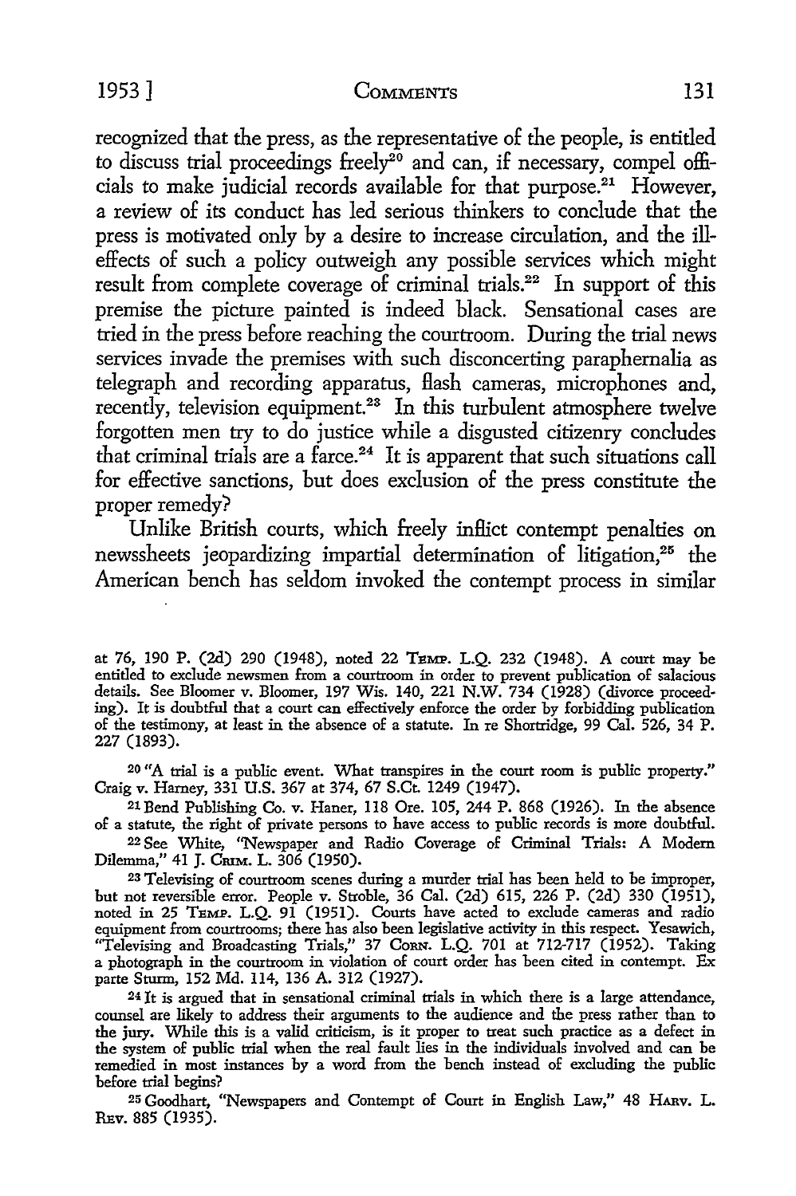recognized that the press, as the representative of the people, is entitled to discuss trial proceedings freely[20] and can, if necessary, compel officials to make judicial records available for that purpose.[21] However, a review of its conduct has led serious thinkers to conclude that the press is motivated only by a desire to increase circulation, and the ill-effects of such a policy outweigh any possible services which might result from complete coverage of criminal trials.[22] In support of this premise the picture painted is indeed black. Sensational cases are tried in the press before reaching the courtroom. During the trial news services invade the premises with such disconcerting paraphernalia as telegraph and recording apparatus, flash cameras, microphones and, recently, television equipment.[23] In this turbulent atmosphere twelve forgotten men try to do justice while a disgusted citizenry concludes that criminal trials are a farce.[24] It is apparent that such situations call for effective sanctions, but does exclusion of the press constitute the proper remedy?

Unlike British courts, which freely inflict contempt penalties on newssheets jeopardizing impartial determination of litigation,[25] the American bench has seldom invoked the contempt process in similar

---

at 76, 190 P. (2d) 290 (1948), noted 22 TEMP. L.Q. 232 (1948). A court may be entitled to exclude newsmen from a courtroom in order to prevent publication of salacious details. See Bloomer v. Bloomer, 197 Wis. 140, 221 N.W. 734 (1928) (divorce proceeding). It is doubtful that a court can effectively enforce the order by forbidding publication of the testimony, at least in the absence of a statute. In re Shortridge, 99 Cal. 526, 34 P. 227 (1893).

[20] "A trial is a public event. What transpires in the court room is public property." Craig v. Harney, 331 U.S. 367 at 374, 67 S.Ct. 1249 (1947).

[21] Bend Publishing Co. v. Haner, 118 Ore. 105, 244 P. 868 (1926). In the absence of a statute, the right of private persons to have access to public records is more doubtful.

[22] See White, "Newspaper and Radio Coverage of Criminal Trials: A Modern Dilemma," 41 J. CRIM. L. 306 (1950).

[23] Televising of courtroom scenes during a murder trial has been held to be improper, but not reversible error. People v. Stroble, 36 Cal. (2d) 615, 226 P. (2d) 330 (1951), noted in 25 TEMP. L.Q. 91 (1951). Courts have acted to exclude cameras and radio equipment from courtrooms; there has also been legislative activity in this respect. Yesawich, "Televising and Broadcasting Trials," 37 CORN. L.Q. 701 at 712-717 (1952). Taking a photograph in the courtroom in violation of court order has been cited in contempt. Ex parte Sturm, 152 Md. 114, 136 A. 312 (1927).

[24] It is argued that in sensational criminal trials in which there is a large attendance, counsel are likely to address their arguments to the audience and the press rather than to the jury. While this is a valid criticism, is it proper to treat such practice as a defect in the system of public trial when the real fault lies in the individuals involved and can be remedied in most instances by a word from the bench instead of excluding the public before trial begins?

[25] Goodhart, "Newspapers and Contempt of Court in English Law," 48 HARV. L. REV. 885 (1935).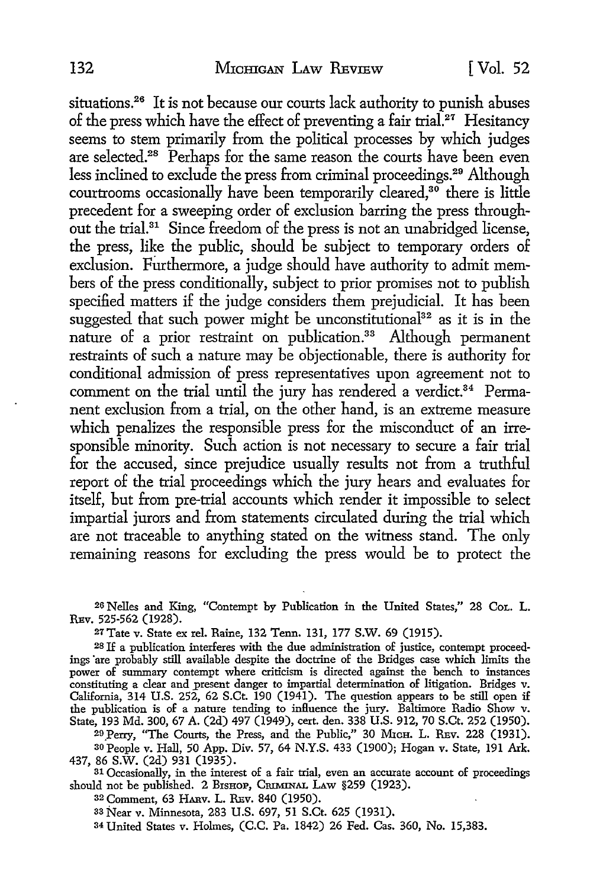situations.[26] It is not because our courts lack authority to punish abuses of the press which have the effect of preventing a fair trial.[27] Hesitancy seems to stem primarily from the political processes by which judges are selected.[28] Perhaps for the same reason the courts have been even less inclined to exclude the press from criminal proceedings.[29] Although courtrooms occasionally have been temporarily cleared,[30] there is little precedent for a sweeping order of exclusion barring the press throughout the trial.[31] Since freedom of the press is not an unabridged license, the press, like the public, should be subject to temporary orders of exclusion. Furthermore, a judge should have authority to admit members of the press conditionally, subject to prior promises not to publish specified matters if the judge considers them prejudicial. It has been suggested that such power might be unconstitutional[32] as it is in the nature of a prior restraint on publication.[33] Although permanent restraints of such a nature may be objectionable, there is authority for conditional admission of press representatives upon agreement not to comment on the trial until the jury has rendered a verdict.[34] Permanent exclusion from a trial, on the other hand, is an extreme measure which penalizes the responsible press for the misconduct of an irresponsible minority. Such action is not necessary to secure a fair trial for the accused, since prejudice usually results not from a truthful report of the trial proceedings which the jury hears and evaluates for itself, but from pre-trial accounts which render it impossible to select impartial jurors and from statements circulated during the trial which are not traceable to anything stated on the witness stand. The only remaining reasons for excluding the press would be to protect the

[26] Nelles and King, "Contempt by Publication in the United States," 28 Col. L. Rev. 525-562 (1928).

[27] Tate v. State ex rel. Raine, 132 Tenn. 131, 177 S.W. 69 (1915).

[28] If a publication interferes with the due administration of justice, contempt proceedings are probably still available despite the doctrine of the Bridges case which limits the power of summary contempt where criticism is directed against the bench to instances constituting a clear and present danger to impartial determination of litigation. Bridges v. California, 314 U.S. 252, 62 S.Ct. 190 (1941). The question appears to be still open if the publication is of a nature tending to influence the jury. Baltimore Radio Show v. State, 193 Md. 300, 67 A. (2d) 497 (1949), cert. den. 338 U.S. 912, 70 S.Ct. 252 (1950).

[29] Perry, "The Courts, the Press, and the Public," 30 Mich. L. Rev. 228 (1931).

[30] People v. Hall, 50 App. Div. 57, 64 N.Y.S. 433 (1900); Hogan v. State, 191 Ark. 437, 86 S.W. (2d) 931 (1935).

[31] Occasionally, in the interest of a fair trial, even an accurate account of proceedings should not be published. 2 Bishop, Criminal Law §259 (1923).

[32] Comment, 63 Harv. L. Rev. 840 (1950).

[33] Near v. Minnesota, 283 U.S. 697, 51 S.Ct. 625 (1931).

[34] United States v. Holmes, (C.C. Pa. 1842) 26 Fed. Cas. 360, No. 15,383.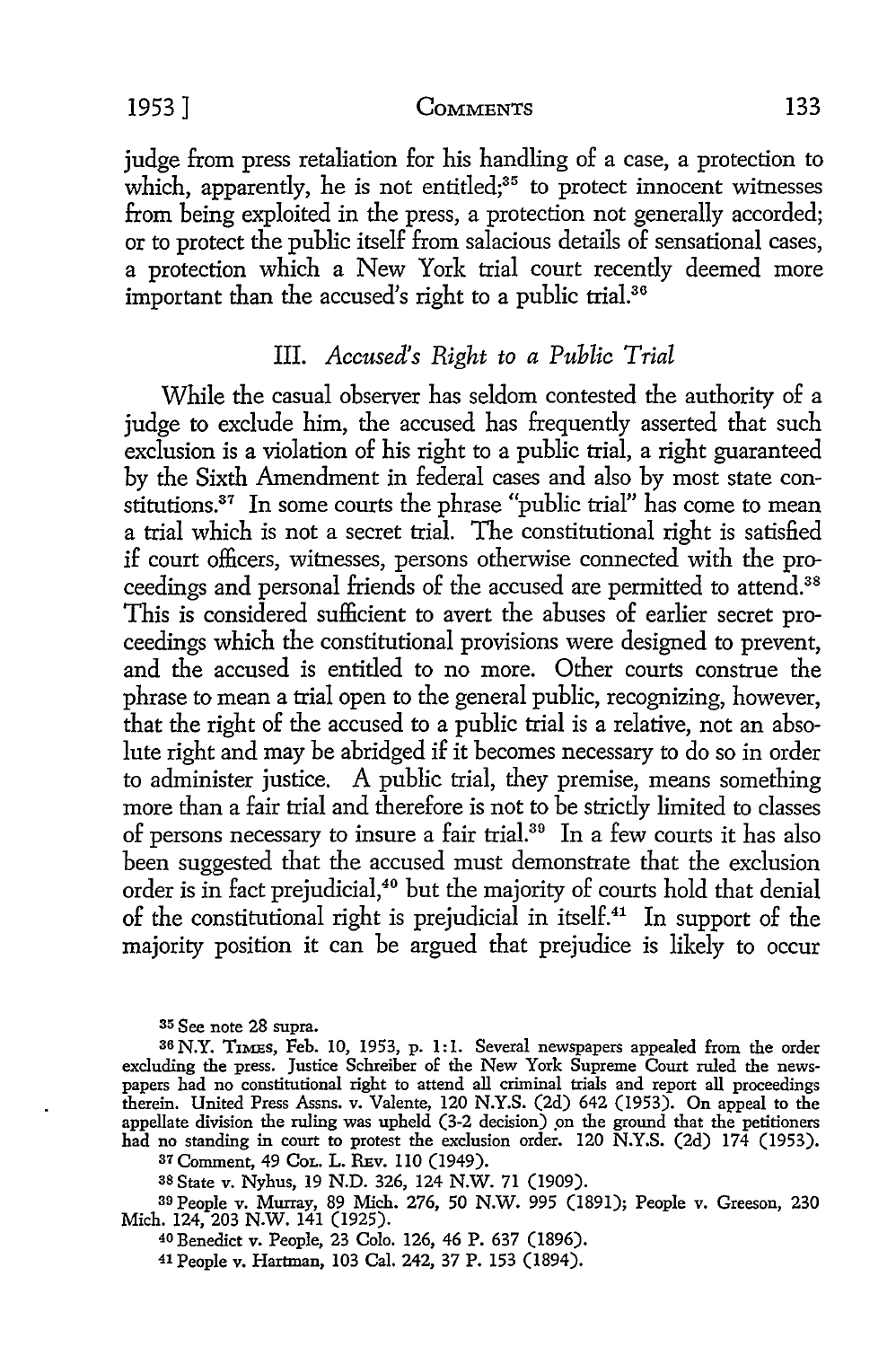judge from press retaliation for his handling of a case, a protection to which, apparently, he is not entitled;[35] to protect innocent witnesses from being exploited in the press, a protection not generally accorded; or to protect the public itself from salacious details of sensational cases, a protection which a New York trial court recently deemed more important than the accused's right to a public trial.[36]

### III. *Accused's Right to a Public Trial*

While the casual observer has seldom contested the authority of a judge to exclude him, the accused has frequently asserted that such exclusion is a violation of his right to a public trial, a right guaranteed by the Sixth Amendment in federal cases and also by most state constitutions.[37] In some courts the phrase "public trial" has come to mean a trial which is not a secret trial. The constitutional right is satisfied if court officers, witnesses, persons otherwise connected with the proceedings and personal friends of the accused are permitted to attend.[38] This is considered sufficient to avert the abuses of earlier secret proceedings which the constitutional provisions were designed to prevent, and the accused is entitled to no more. Other courts construe the phrase to mean a trial open to the general public, recognizing, however, that the right of the accused to a public trial is a relative, not an absolute right and may be abridged if it becomes necessary to do so in order to administer justice. A public trial, they premise, means something more than a fair trial and therefore is not to be strictly limited to classes of persons necessary to insure a fair trial.[39] In a few courts it has also been suggested that the accused must demonstrate that the exclusion order is in fact prejudicial,[40] but the majority of courts hold that denial of the constitutional right is prejudicial in itself.[41] In support of the majority position it can be argued that prejudice is likely to occur

---

[35] See note 28 supra.

[36] N.Y. TIMES, Feb. 10, 1953, p. 1:1. Several newspapers appealed from the order excluding the press. Justice Schreiber of the New York Supreme Court ruled the newspapers had no constitutional right to attend all criminal trials and report all proceedings therein. United Press Assns. v. Valente, 120 N.Y.S. (2d) 642 (1953). On appeal to the appellate division the ruling was upheld (3-2 decision) on the ground that the petitioners had no standing in court to protest the exclusion order. 120 N.Y.S. (2d) 174 (1953).

[37] Comment, 49 COL. L. REV. 110 (1949).

[38] State v. Nyhus, 19 N.D. 326, 124 N.W. 71 (1909).

[39] People v. Murray, 89 Mich. 276, 50 N.W. 995 (1891); People v. Greeson, 230 Mich. 124, 203 N.W. 141 (1925).

[40] Benedict v. People, 23 Colo. 126, 46 P. 637 (1896).

[41] People v. Hartman, 103 Cal. 242, 37 P. 153 (1894).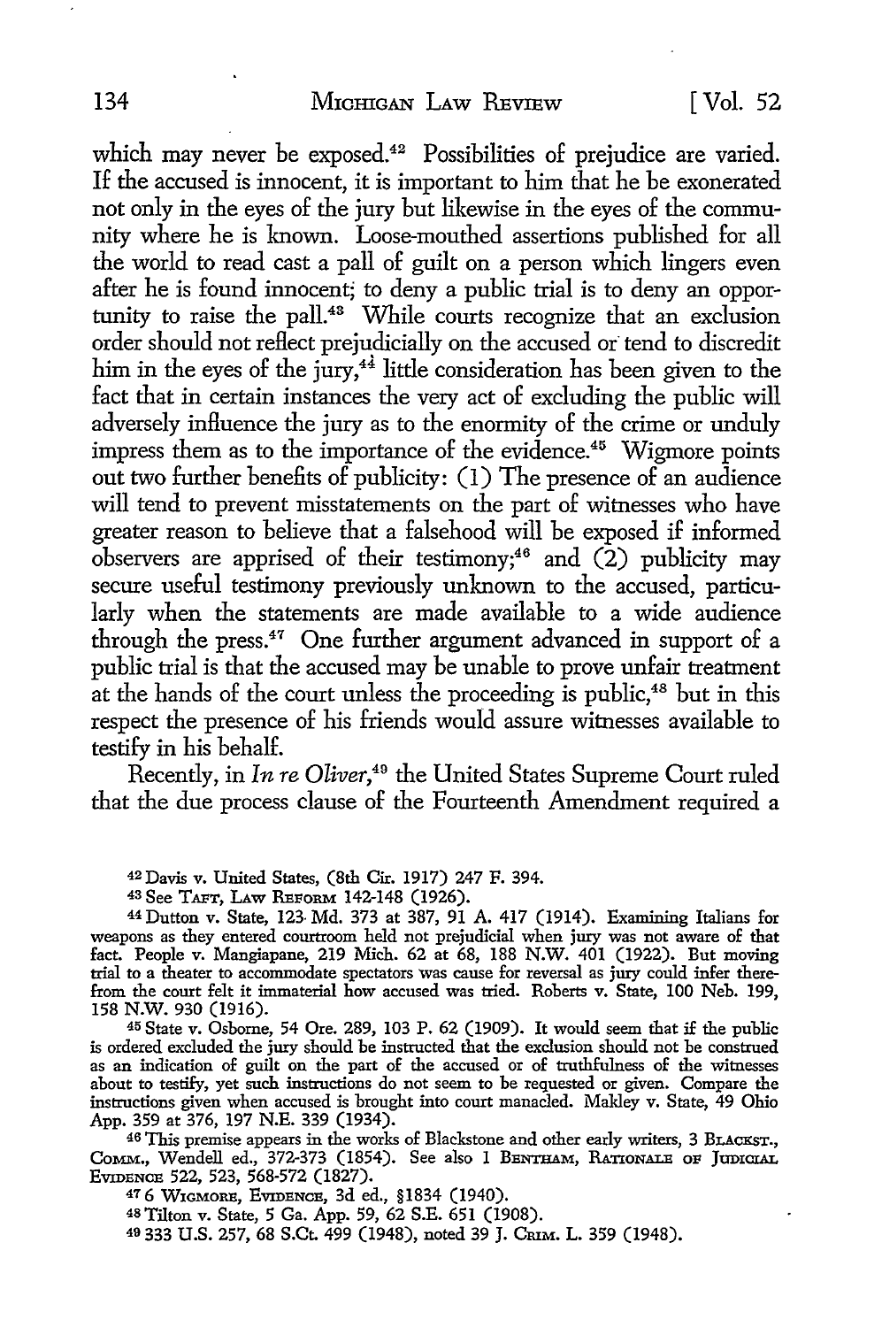which may never be exposed.[42] Possibilities of prejudice are varied. If the accused is innocent, it is important to him that he be exonerated not only in the eyes of the jury but likewise in the eyes of the community where he is known. Loose-mouthed assertions published for all the world to read cast a pall of guilt on a person which lingers even after he is found innocent; to deny a public trial is to deny an opportunity to raise the pall.[43] While courts recognize that an exclusion order should not reflect prejudicially on the accused or tend to discredit him in the eyes of the jury,[44] little consideration has been given to the fact that in certain instances the very act of excluding the public will adversely influence the jury as to the enormity of the crime or unduly impress them as to the importance of the evidence.[45] Wigmore points out two further benefits of publicity: (1) The presence of an audience will tend to prevent misstatements on the part of witnesses who have greater reason to believe that a falsehood will be exposed if informed observers are apprised of their testimony;[46] and (2) publicity may secure useful testimony previously unknown to the accused, particularly when the statements are made available to a wide audience through the press.[47] One further argument advanced in support of a public trial is that the accused may be unable to prove unfair treatment at the hands of the court unless the proceeding is public,[48] but in this respect the presence of his friends would assure witnesses available to testify in his behalf.

Recently, in *In re Oliver*,[49] the United States Supreme Court ruled that the due process clause of the Fourteenth Amendment required a

---

[42] Davis v. United States, (8th Cir. 1917) 247 F. 394.

[43] See TAFT, LAW REFORM 142-148 (1926).

[44] Dutton v. State, 123 Md. 373 at 387, 91 A. 417 (1914). Examining Italians for weapons as they entered courtroom held not prejudicial when jury was not aware of that fact. People v. Mangiapane, 219 Mich. 62 at 68, 188 N.W. 401 (1922). But moving trial to a theater to accommodate spectators was cause for reversal as jury could infer therefrom the court felt it immaterial how accused was tried. Roberts v. State, 100 Neb. 199, 158 N.W. 930 (1916).

[45] State v. Osborne, 54 Ore. 289, 103 P. 62 (1909). It would seem that if the public is ordered excluded the jury should be instructed that the exclusion should not be construed as an indication of guilt on the part of the accused or of truthfulness of the witnesses about to testify, yet such instructions do not seem to be requested or given. Compare the instructions given when accused is brought into court manacled. Makley v. State, 49 Ohio App. 359 at 376, 197 N.E. 339 (1934).

[46] This premise appears in the works of Blackstone and other early writers, 3 BLACKST., COMM., Wendell ed., 372-373 (1854). See also 1 BENTHAM, RATIONALE OF JUDICIAL EVIDENCE 522, 523, 568-572 (1827).

[47] 6 WIGMORE, EVIDENCE, 3d ed., §1834 (1940).

[48] Tilton v. State, 5 Ga. App. 59, 62 S.E. 651 (1908).

[49] 333 U.S. 257, 68 S.Ct. 499 (1948), noted 39 J. CRIM. L. 359 (1948).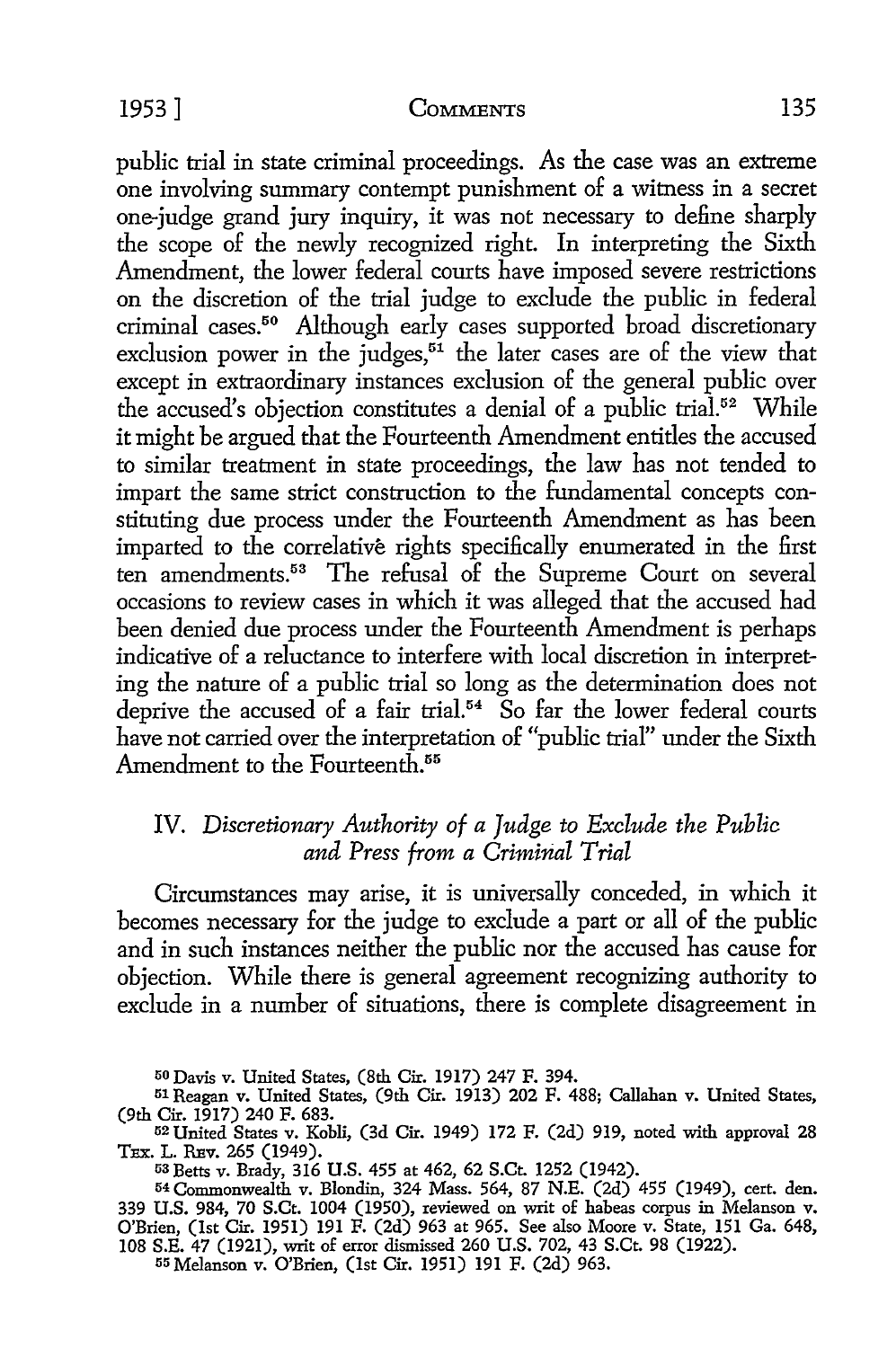public trial in state criminal proceedings. As the case was an extreme one involving summary contempt punishment of a witness in a secret one-judge grand jury inquiry, it was not necessary to define sharply the scope of the newly recognized right. In interpreting the Sixth Amendment, the lower federal courts have imposed severe restrictions on the discretion of the trial judge to exclude the public in federal criminal cases.[50] Although early cases supported broad discretionary exclusion power in the judges,[51] the later cases are of the view that except in extraordinary instances exclusion of the general public over the accused's objection constitutes a denial of a public trial.[52] While it might be argued that the Fourteenth Amendment entitles the accused to similar treatment in state proceedings, the law has not tended to impart the same strict construction to the fundamental concepts constituting due process under the Fourteenth Amendment as has been imparted to the correlative rights specifically enumerated in the first ten amendments.[53] The refusal of the Supreme Court on several occasions to review cases in which it was alleged that the accused had been denied due process under the Fourteenth Amendment is perhaps indicative of a reluctance to interfere with local discretion in interpreting the nature of a public trial so long as the determination does not deprive the accused of a fair trial.[54] So far the lower federal courts have not carried over the interpretation of "public trial" under the Sixth Amendment to the Fourteenth.[55]

## IV. *Discretionary Authority of a Judge to Exclude the Public and Press from a Criminal Trial*

Circumstances may arise, it is universally conceded, in which it becomes necessary for the judge to exclude a part or all of the public and in such instances neither the public nor the accused has cause for objection. While there is general agreement recognizing authority to exclude in a number of situations, there is complete disagreement in

---

[50] Davis v. United States, (8th Cir. 1917) 247 F. 394.

[51] Reagan v. United States, (9th Cir. 1913) 202 F. 488; Callahan v. United States, (9th Cir. 1917) 240 F. 683.

[52] United States v. Kobli, (3d Cir. 1949) 172 F. (2d) 919, noted with approval 28 TEX. L. REV. 265 (1949).

[53] Betts v. Brady, 316 U.S. 455 at 462, 62 S.Ct. 1252 (1942).

[54] Commonwealth v. Blondin, 324 Mass. 564, 87 N.E. (2d) 455 (1949), cert. den. 339 U.S. 984, 70 S.Ct. 1004 (1950), reviewed on writ of habeas corpus in Melanson v. O'Brien, (1st Cir. 1951) 191 F. (2d) 963 at 965. See also Moore v. State, 151 Ga. 648, 108 S.E. 47 (1921), writ of error dismissed 260 U.S. 702, 43 S.Ct. 98 (1922).

[55] Melanson v. O'Brien, (1st Cir. 1951) 191 F. (2d) 963.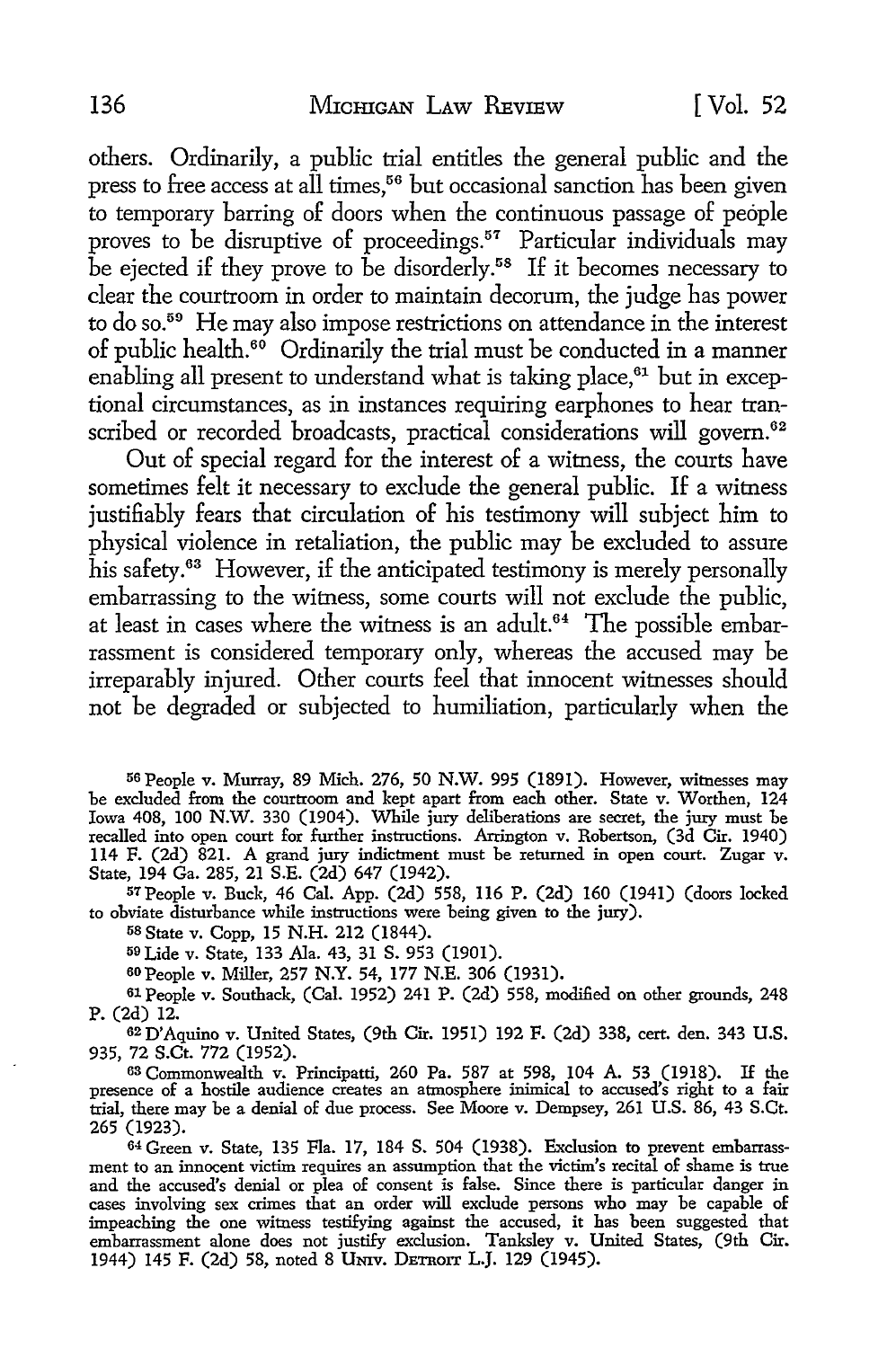others. Ordinarily, a public trial entitles the general public and the press to free access at all times,[56] but occasional sanction has been given to temporary barring of doors when the continuous passage of people proves to be disruptive of proceedings.[57] Particular individuals may be ejected if they prove to be disorderly.[58] If it becomes necessary to clear the courtroom in order to maintain decorum, the judge has power to do so.[59] He may also impose restrictions on attendance in the interest of public health.[60] Ordinarily the trial must be conducted in a manner enabling all present to understand what is taking place,[61] but in exceptional circumstances, as in instances requiring earphones to hear transcribed or recorded broadcasts, practical considerations will govern.[62]

Out of special regard for the interest of a witness, the courts have sometimes felt it necessary to exclude the general public. If a witness justifiably fears that circulation of his testimony will subject him to physical violence in retaliation, the public may be excluded to assure his safety.[63] However, if the anticipated testimony is merely personally embarrassing to the witness, some courts will not exclude the public, at least in cases where the witness is an adult.[64] The possible embarrassment is considered temporary only, whereas the accused may be irreparably injured. Other courts feel that innocent witnesses should not be degraded or subjected to humiliation, particularly when the

---

[56] People v. Murray, 89 Mich. 276, 50 N.W. 995 (1891). However, witnesses may be excluded from the courtroom and kept apart from each other. State v. Worthen, 124 Iowa 408, 100 N.W. 330 (1904). While jury deliberations are secret, the jury must be recalled into open court for further instructions. Arrington v. Robertson, (3d Cir. 1940) 114 F. (2d) 821. A grand jury indictment must be returned in open court. Zugar v. State, 194 Ga. 285, 21 S.E. (2d) 647 (1942).

[57] People v. Buck, 46 Cal. App. (2d) 558, 116 P. (2d) 160 (1941) (doors locked to obviate disturbance while instructions were being given to the jury).

[58] State v. Copp, 15 N.H. 212 (1844).

[59] Lide v. State, 133 Ala. 43, 31 S. 953 (1901).

[60] People v. Miller, 257 N.Y. 54, 177 N.E. 306 (1931).

[61] People v. Southack, (Cal. 1952) 241 P. (2d) 558, modified on other grounds, 248 P. (2d) 12.

[62] D'Aquino v. United States, (9th Cir. 1951) 192 F. (2d) 338, cert. den. 343 U.S. 935, 72 S.Ct. 772 (1952).

[63] Commonwealth v. Principatti, 260 Pa. 587 at 598, 104 A. 53 (1918). If the presence of a hostile audience creates an atmosphere inimical to accused's right to a fair trial, there may be a denial of due process. See Moore v. Dempsey, 261 U.S. 86, 43 S.Ct. 265 (1923).

[64] Green v. State, 135 Fla. 17, 184 S. 504 (1938). Exclusion to prevent embarrassment to an innocent victim requires an assumption that the victim's recital of shame is true and the accused's denial or plea of consent is false. Since there is particular danger in cases involving sex crimes that an order will exclude persons who may be capable of impeaching the one witness testifying against the accused, it has been suggested that embarrassment alone does not justify exclusion. Tanksley v. United States, (9th Cir. 1944) 145 F. (2d) 58, noted 8 UNIV. DETROIT L.J. 129 (1945).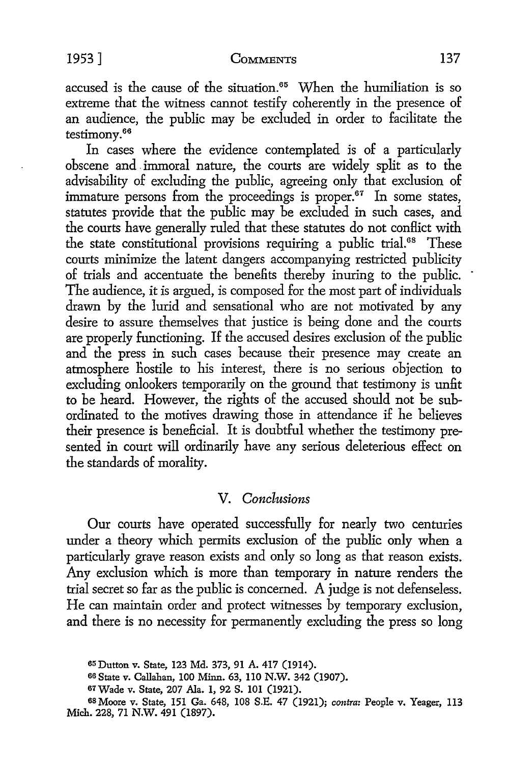accused is the cause of the situation.[65] When the humiliation is so extreme that the witness cannot testify coherently in the presence of an audience, the public may be excluded in order to facilitate the testimony.[66]

In cases where the evidence contemplated is of a particularly obscene and immoral nature, the courts are widely split as to the advisability of excluding the public, agreeing only that exclusion of immature persons from the proceedings is proper.[67] In some states, statutes provide that the public may be excluded in such cases, and the courts have generally ruled that these statutes do not conflict with the state constitutional provisions requiring a public trial.[68] These courts minimize the latent dangers accompanying restricted publicity of trials and accentuate the benefits thereby inuring to the public. The audience, it is argued, is composed for the most part of individuals drawn by the lurid and sensational who are not motivated by any desire to assure themselves that justice is being done and the courts are properly functioning. If the accused desires exclusion of the public and the press in such cases because their presence may create an atmosphere hostile to his interest, there is no serious objection to excluding onlookers temporarily on the ground that testimony is unfit to be heard. However, the rights of the accused should not be subordinated to the motives drawing those in attendance if he believes their presence is beneficial. It is doubtful whether the testimony presented in court will ordinarily have any serious deleterious effect on the standards of morality.

## V. *Conclusions*

Our courts have operated successfully for nearly two centuries under a theory which permits exclusion of the public only when a particularly grave reason exists and only so long as that reason exists. Any exclusion which is more than temporary in nature renders the trial secret so far as the public is concerned. A judge is not defenseless. He can maintain order and protect witnesses by temporary exclusion, and there is no necessity for permanently excluding the press so long

---

[65] Dutton v. State, 123 Md. 373, 91 A. 417 (1914).

[66] State v. Callahan, 100 Minn. 63, 110 N.W. 342 (1907).

[67] Wade v. State, 207 Ala. 1, 92 S. 101 (1921).

[68] Moore v. State, 151 Ga. 648, 108 S.E. 47 (1921); *contra:* People v. Yeager, 113 Mich. 228, 71 N.W. 491 (1897).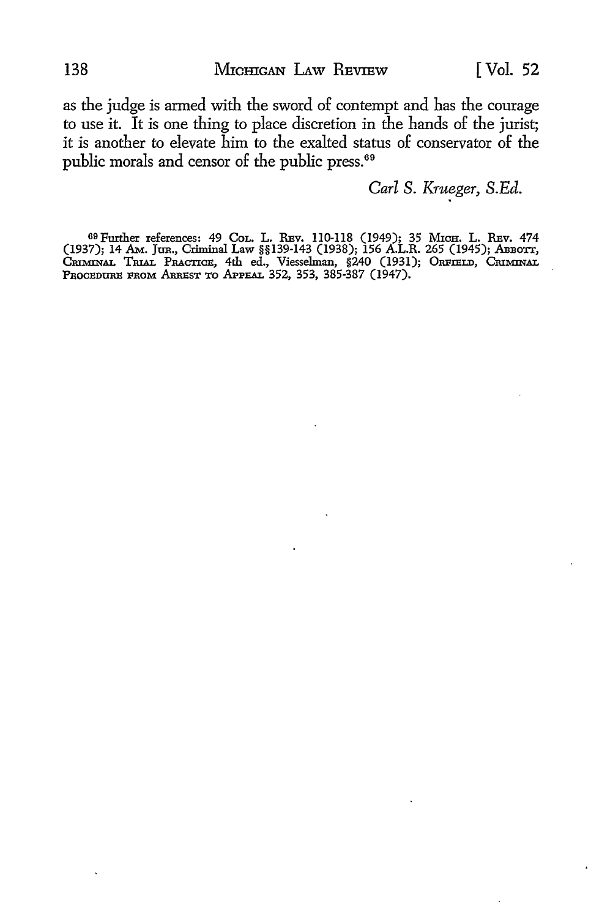as the judge is armed with the sword of contempt and has the courage to use it. It is one thing to place discretion in the hands of the jurist; it is another to elevate him to the exalted status of conservator of the public morals and censor of the public press.[69]

*Carl S. Krueger, S.Ed.*

[69] Further references: 49 Col. L. Rev. 110-118 (1949); 35 Mich. L. Rev. 474 (1937); 14 Am. Jur., Criminal Law §§139-143 (1938); 156 A.L.R. 265 (1945); Abbott, Criminal Trial Practice, 4th ed., Viesselman, §240 (1931); Orfield, Criminal Procedure from Arrest to Appeal 352, 353, 385-387 (1947).